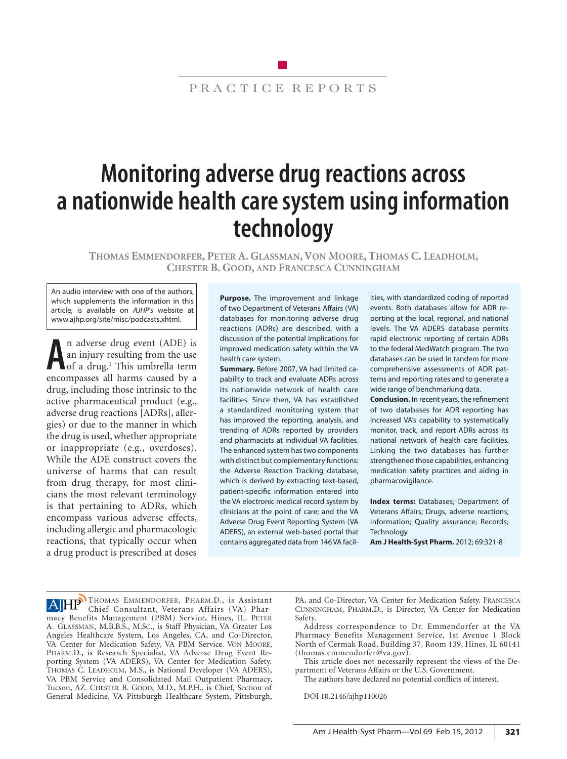PRACTICE REPORTS

# Monitoring adverse drug reactions across a nationwide health care system using information technology

**THOMAS EMMENDORFER, PETER A. GLASSMAN, VON MOORE, THOMAS C. LEADHOLM, CHESTER B. GOOD, AND FRANCESCA CUNNINGHAM**

An audio interview with one of the authors, which supplements the information in this article, is available on *AJHP*'s website at www.ajhp.org/site/misc/podcasts.xhtml.

**Purpose.** The improvement and linkage of two Department of Veterans Affairs (VA) databases for monitoring adverse drug reactions (ADRs) are described, with a discussion of the potential implications for improved medication safety within the VA health care system.

**Summary.** Before 2007, VA had limited capability to track and evaluate ADRs across its nationwide network of health care facilities. Since then, VA has established a standardized monitoring system that has improved the reporting, analysis, and trending of ADRs reported by providers and pharmacists at individual VA facilities. The enhanced system has two components with distinct but complementary functions: the Adverse Reaction Tracking database, which is derived by extracting text-based, patient-specific information entered into the VA electronic medical record system by clinicians at the point of care; and the VA Adverse Drug Event Reporting System (VA ADERS), an external web-based portal that contains aggregated data from 146 VA facilities, with standardized coding of reported events. Both databases allow for ADR reporting at the local, regional, and national levels. The VA ADERS database permits rapid electronic reporting of certain ADRs to the federal MedWatch program. The two databases can be used in tandem for more comprehensive assessments of ADR patterns and reporting rates and to generate a wide range of benchmarking data.

**Conclusion.** In recent years, the refinement of two databases for ADR reporting has increased VA's capability to systematically monitor, track, and report ADRs across its national network of health care facilities. Linking the two databases has further strengthened those capabilities, enhancing medication safety practices and aiding in pharmacovigilance.

**Index terms:** Databases; Department of Veterans Affairs; Drugs, adverse reactions; Information; Quality assurance; Records; Technology

**Am J Health-Syst Pharm.** 2012; 69:321-8

An adverse drug event (ADE) is an injury resulting from the use of a drug.[1] This umbrella term encompasses all harms caused by a drug, including those intrinsic to the active pharmaceutical product (e.g., adverse drug reactions [ADRs], allergies) or due to the manner in which the drug is used, whether appropriate or inappropriate (e.g., overdoses). While the ADE construct covers the universe of harms that can result from drug therapy, for most clinicians the most relevant terminology is that pertaining to ADRs, which encompass various adverse effects, including allergic and pharmacologic reactions, that typically occur when a drug product is prescribed at doses

---

THOMAS EMMENDORFER, PHARM.D., is Assistant Chief Consultant, Veterans Affairs (VA) Pharmacy Benefits Management (PBM) Service, Hines, IL. PETER A. GLASSMAN, M.B.B.S., M.SC., is Staff Physician, VA Greater Los Angeles Healthcare System, Los Angeles, CA, and Co-Director, VA Center for Medication Safety, VA PBM Service. VON MOORE, PHARM.D., is Research Specialist, VA Adverse Drug Event Reporting System (VA ADERS), VA Center for Medication Safety. THOMAS C. LEADHOLM, M.S., is National Developer (VA ADERS), VA PBM Service and Consolidated Mail Outpatient Pharmacy, Tucson, AZ. CHESTER B. GOOD, M.D., M.P.H., is Chief, Section of General Medicine, VA Pittsburgh Healthcare System, Pittsburgh, PA, and Co-Director, VA Center for Medication Safety. FRANCESCA CUNNINGHAM, PHARM.D., is Director, VA Center for Medication Safety.

Address correspondence to Dr. Emmendorfer at the VA Pharmacy Benefits Management Service, 1st Avenue 1 Block North of Cermak Road, Building 37, Room 139, Hines, IL 60141 (thomas.emmendorfer@va.gov).

This article does not necessarily represent the views of the Department of Veterans Affairs or the U.S. Government.

The authors have declared no potential conflicts of interest.

DOI 10.2146/ajhp110026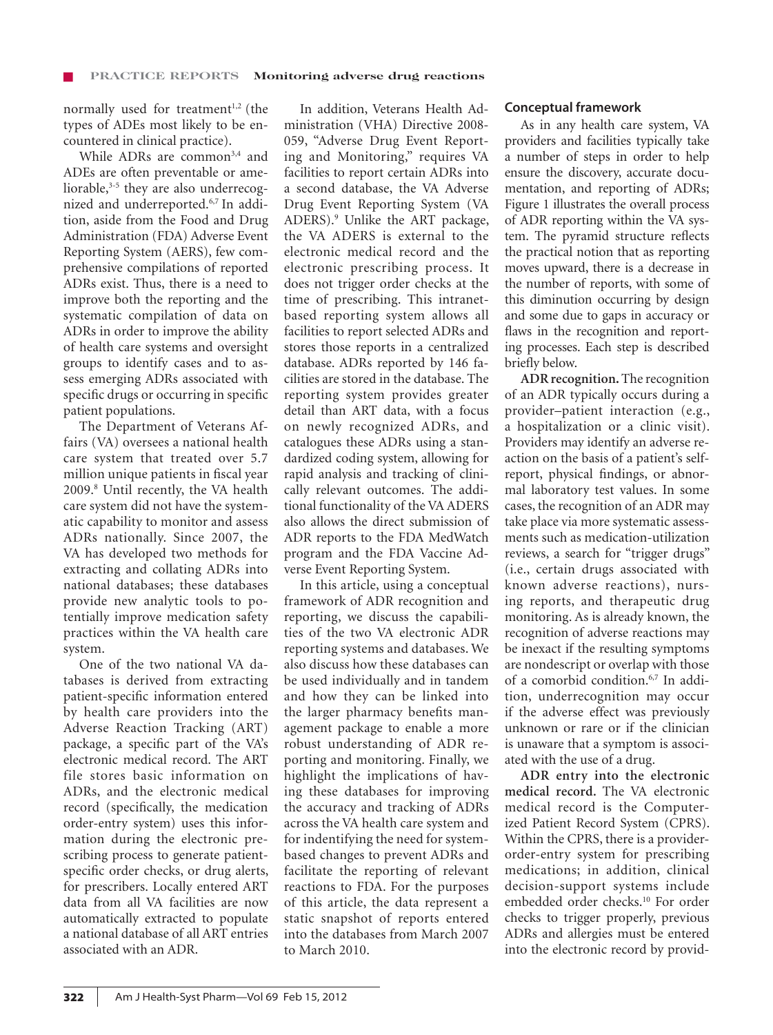normally used for treatment[1,2] (the types of ADEs most likely to be encountered in clinical practice).

While ADRs are common[3,4] and ADEs are often preventable or ameliorable,[3-5] they are also underrecognized and underreported.[6,7] In addition, aside from the Food and Drug Administration (FDA) Adverse Event Reporting System (AERS), few comprehensive compilations of reported ADRs exist. Thus, there is a need to improve both the reporting and the systematic compilation of data on ADRs in order to improve the ability of health care systems and oversight groups to identify cases and to assess emerging ADRs associated with specific drugs or occurring in specific patient populations.

The Department of Veterans Affairs (VA) oversees a national health care system that treated over 5.7 million unique patients in fiscal year 2009.[8] Until recently, the VA health care system did not have the systematic capability to monitor and assess ADRs nationally. Since 2007, the VA has developed two methods for extracting and collating ADRs into national databases; these databases provide new analytic tools to potentially improve medication safety practices within the VA health care system.

One of the two national VA databases is derived from extracting patient-specific information entered by health care providers into the Adverse Reaction Tracking (ART) package, a specific part of the VA's electronic medical record. The ART file stores basic information on ADRs, and the electronic medical record (specifically, the medication order-entry system) uses this information during the electronic prescribing process to generate patient-specific order checks, or drug alerts, for prescribers. Locally entered ART data from all VA facilities are now automatically extracted to populate a national database of all ART entries associated with an ADR.

In addition, Veterans Health Administration (VHA) Directive 2008-059, "Adverse Drug Event Reporting and Monitoring," requires VA facilities to report certain ADRs into a second database, the VA Adverse Drug Event Reporting System (VA ADERS).[9] Unlike the ART package, the VA ADERS is external to the electronic medical record and the electronic prescribing process. It does not trigger order checks at the time of prescribing. This intranet-based reporting system allows all facilities to report selected ADRs and stores those reports in a centralized database. ADRs reported by 146 facilities are stored in the database. The reporting system provides greater detail than ART data, with a focus on newly recognized ADRs, and catalogues these ADRs using a standardized coding system, allowing for rapid analysis and tracking of clinically relevant outcomes. The additional functionality of the VA ADERS also allows the direct submission of ADR reports to the FDA MedWatch program and the FDA Vaccine Adverse Event Reporting System.

In this article, using a conceptual framework of ADR recognition and reporting, we discuss the capabilities of the two VA electronic ADR reporting systems and databases. We also discuss how these databases can be used individually and in tandem and how they can be linked into the larger pharmacy benefits management package to enable a more robust understanding of ADR reporting and monitoring. Finally, we highlight the implications of having these databases for improving the accuracy and tracking of ADRs across the VA health care system and for indentifying the need for system-based changes to prevent ADRs and facilitate the reporting of relevant reactions to FDA. For the purposes of this article, the data represent a static snapshot of reports entered into the databases from March 2007 to March 2010.

## Conceptual framework

As in any health care system, VA providers and facilities typically take a number of steps in order to help ensure the discovery, accurate documentation, and reporting of ADRs; Figure 1 illustrates the overall process of ADR reporting within the VA system. The pyramid structure reflects the practical notion that as reporting moves upward, there is a decrease in the number of reports, with some of this diminution occurring by design and some due to gaps in accuracy or flaws in the recognition and reporting processes. Each step is described briefly below.

**ADR recognition.** The recognition of an ADR typically occurs during a provider–patient interaction (e.g., a hospitalization or a clinic visit). Providers may identify an adverse reaction on the basis of a patient's self-report, physical findings, or abnormal laboratory test values. In some cases, the recognition of an ADR may take place via more systematic assessments such as medication-utilization reviews, a search for "trigger drugs" (i.e., certain drugs associated with known adverse reactions), nursing reports, and therapeutic drug monitoring. As is already known, the recognition of adverse reactions may be inexact if the resulting symptoms are nondescript or overlap with those of a comorbid condition.[6,7] In addition, underrecognition may occur if the adverse effect was previously unknown or rare or if the clinician is unaware that a symptom is associated with the use of a drug.

**ADR entry into the electronic medical record.** The VA electronic medical record is the Computerized Patient Record System (CPRS). Within the CPRS, there is a provider-order-entry system for prescribing medications; in addition, clinical decision-support systems include embedded order checks.[10] For order checks to trigger properly, previous ADRs and allergies must be entered into the electronic record by provid-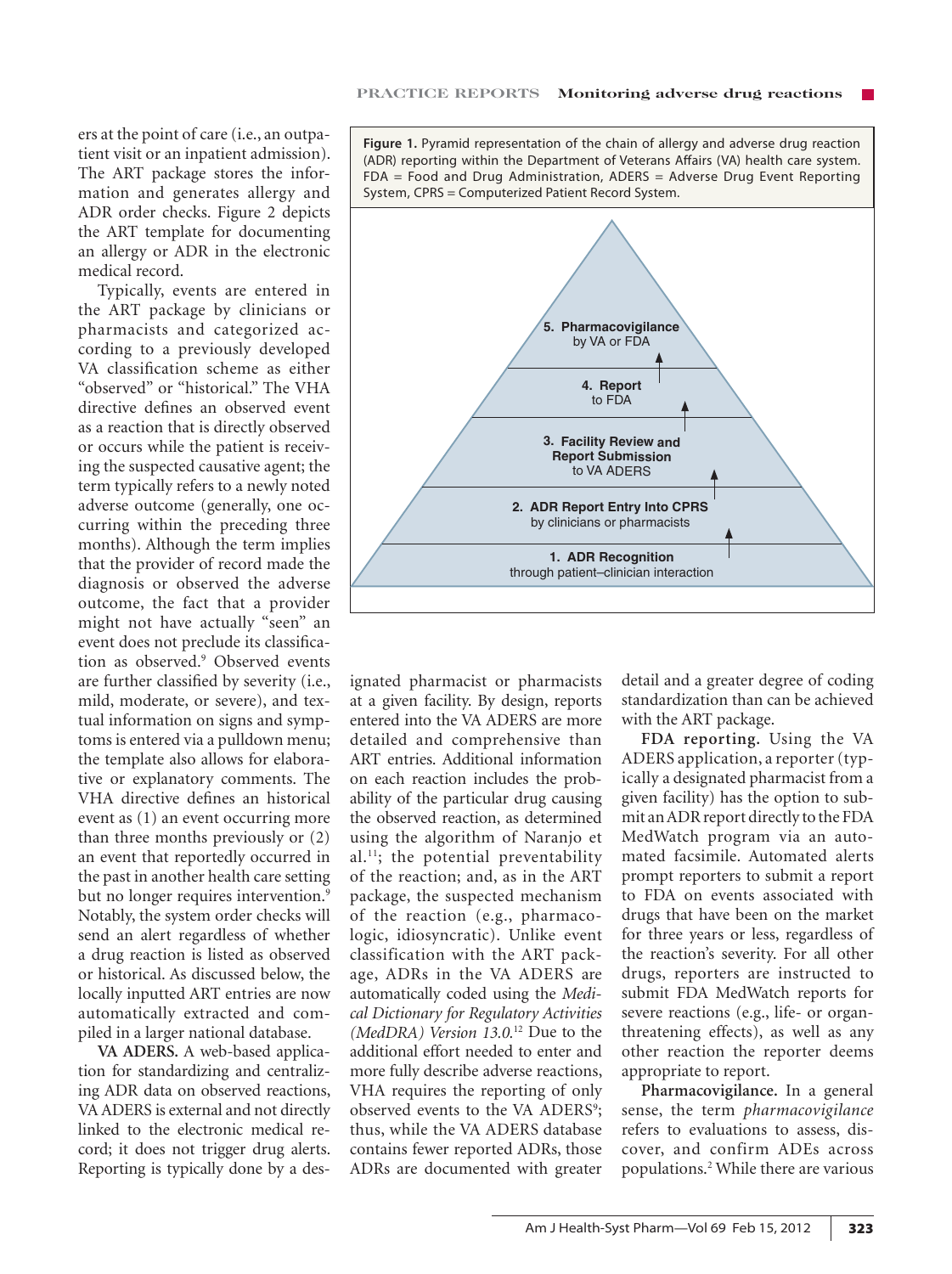ers at the point of care (i.e., an outpatient visit or an inpatient admission). The ART package stores the information and generates allergy and ADR order checks. Figure 2 depicts the ART template for documenting an allergy or ADR in the electronic medical record.

Typically, events are entered in the ART package by clinicians or pharmacists and categorized according to a previously developed VA classification scheme as either "observed" or "historical." The VHA directive defines an observed event as a reaction that is directly observed or occurs while the patient is receiving the suspected causative agent; the term typically refers to a newly noted adverse outcome (generally, one occurring within the preceding three months). Although the term implies that the provider of record made the diagnosis or observed the adverse outcome, the fact that a provider might not have actually "seen" an event does not preclude its classification as observed.[9] Observed events are further classified by severity (i.e., mild, moderate, or severe), and textual information on signs and symptoms is entered via a pulldown menu; the template also allows for elaborative or explanatory comments. The VHA directive defines an historical event as (1) an event occurring more than three months previously or (2) an event that reportedly occurred in the past in another health care setting but no longer requires intervention.[9] Notably, the system order checks will send an alert regardless of whether a drug reaction is listed as observed or historical. As discussed below, the locally inputted ART entries are now automatically extracted and compiled in a larger national database.

**Figure 1.** Pyramid representation of the chain of allergy and adverse drug reaction (ADR) reporting within the Department of Veterans Affairs (VA) health care system. FDA = Food and Drug Administration, ADERS = Adverse Drug Event Reporting System, CPRS = Computerized Patient Record System.

- **5. Pharmacovigilance** by VA or FDA
- **4. Report** to FDA
- **3. Facility Review and Report Submission** to VA ADERS
- **2. ADR Report Entry Into CPRS** by clinicians or pharmacists
- **1. ADR Recognition** through patient–clinician interaction

**VA ADERS.** A web-based application for standardizing and centralizing ADR data on observed reactions, VA ADERS is external and not directly linked to the electronic medical record; it does not trigger drug alerts. Reporting is typically done by a designated pharmacist or pharmacists at a given facility. By design, reports entered into the VA ADERS are more detailed and comprehensive than ART entries. Additional information on each reaction includes the probability of the particular drug causing the observed reaction, as determined using the algorithm of Naranjo et al.[11]; the potential preventability of the reaction; and, as in the ART package, the suspected mechanism of the reaction (e.g., pharmacologic, idiosyncratic). Unlike event classification with the ART package, ADRs in the VA ADERS are automatically coded using the *Medical Dictionary for Regulatory Activities (MedDRA) Version 13.0.*[12] Due to the additional effort needed to enter and more fully describe adverse reactions, VHA requires the reporting of only observed events to the VA ADERS[9]; thus, while the VA ADERS database contains fewer reported ADRs, those ADRs are documented with greater detail and a greater degree of coding standardization than can be achieved with the ART package.

**FDA reporting.** Using the VA ADERS application, a reporter (typically a designated pharmacist from a given facility) has the option to submit an ADR report directly to the FDA MedWatch program via an automated facsimile. Automated alerts prompt reporters to submit a report to FDA on events associated with drugs that have been on the market for three years or less, regardless of the reaction's severity. For all other drugs, reporters are instructed to submit FDA MedWatch reports for severe reactions (e.g., life- or organ-threatening effects), as well as any other reaction the reporter deems appropriate to report.

**Pharmacovigilance.** In a general sense, the term *pharmacovigilance* refers to evaluations to assess, discover, and confirm ADEs across populations.[2] While there are various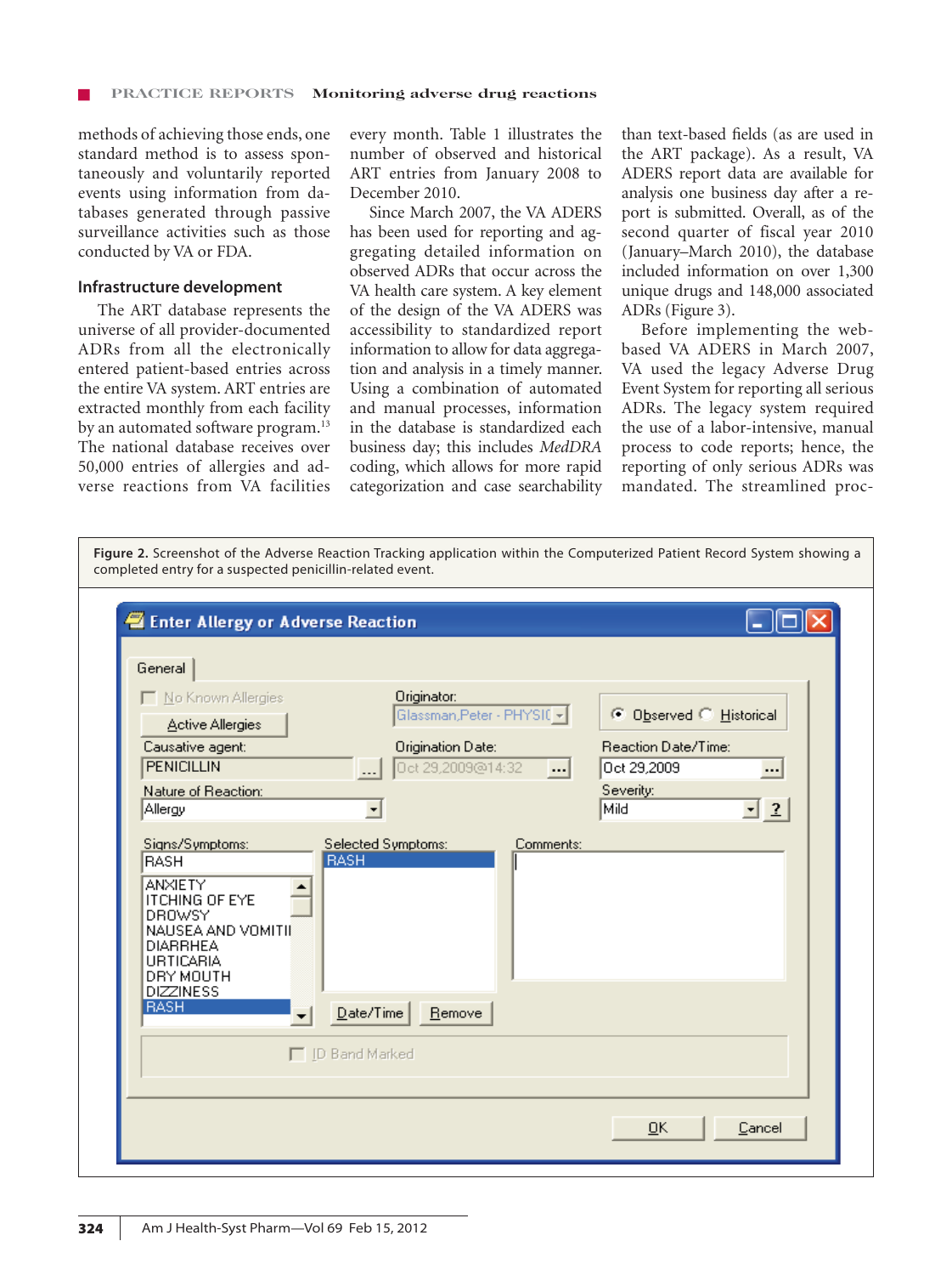methods of achieving those ends, one standard method is to assess spontaneously and voluntarily reported events using information from databases generated through passive surveillance activities such as those conducted by VA or FDA.

## Infrastructure development

The ART database represents the universe of all provider-documented ADRs from all the electronically entered patient-based entries across the entire VA system. ART entries are extracted monthly from each facility by an automated software program.[13] The national database receives over 50,000 entries of allergies and adverse reactions from VA facilities every month. Table 1 illustrates the number of observed and historical ART entries from January 2008 to December 2010.

Since March 2007, the VA ADERS has been used for reporting and aggregating detailed information on observed ADRs that occur across the VA health care system. A key element of the design of the VA ADERS was accessibility to standardized report information to allow for data aggregation and analysis in a timely manner. Using a combination of automated and manual processes, information in the database is standardized each business day; this includes *MedDRA* coding, which allows for more rapid categorization and case searchability than text-based fields (as are used in the ART package). As a result, VA ADERS report data are available for analysis one business day after a report is submitted. Overall, as of the second quarter of fiscal year 2010 (January–March 2010), the database included information on over 1,300 unique drugs and 148,000 associated ADRs (Figure 3).

Before implementing the web-based VA ADERS in March 2007, VA used the legacy Adverse Drug Event System for reporting all serious ADRs. The legacy system required the use of a labor-intensive, manual process to code reports; hence, the reporting of only serious ADRs was mandated. The streamlined proc-

**Figure 2.** Screenshot of the Adverse Reaction Tracking application within the Computerized Patient Record System showing a completed entry for a suspected penicillin-related event.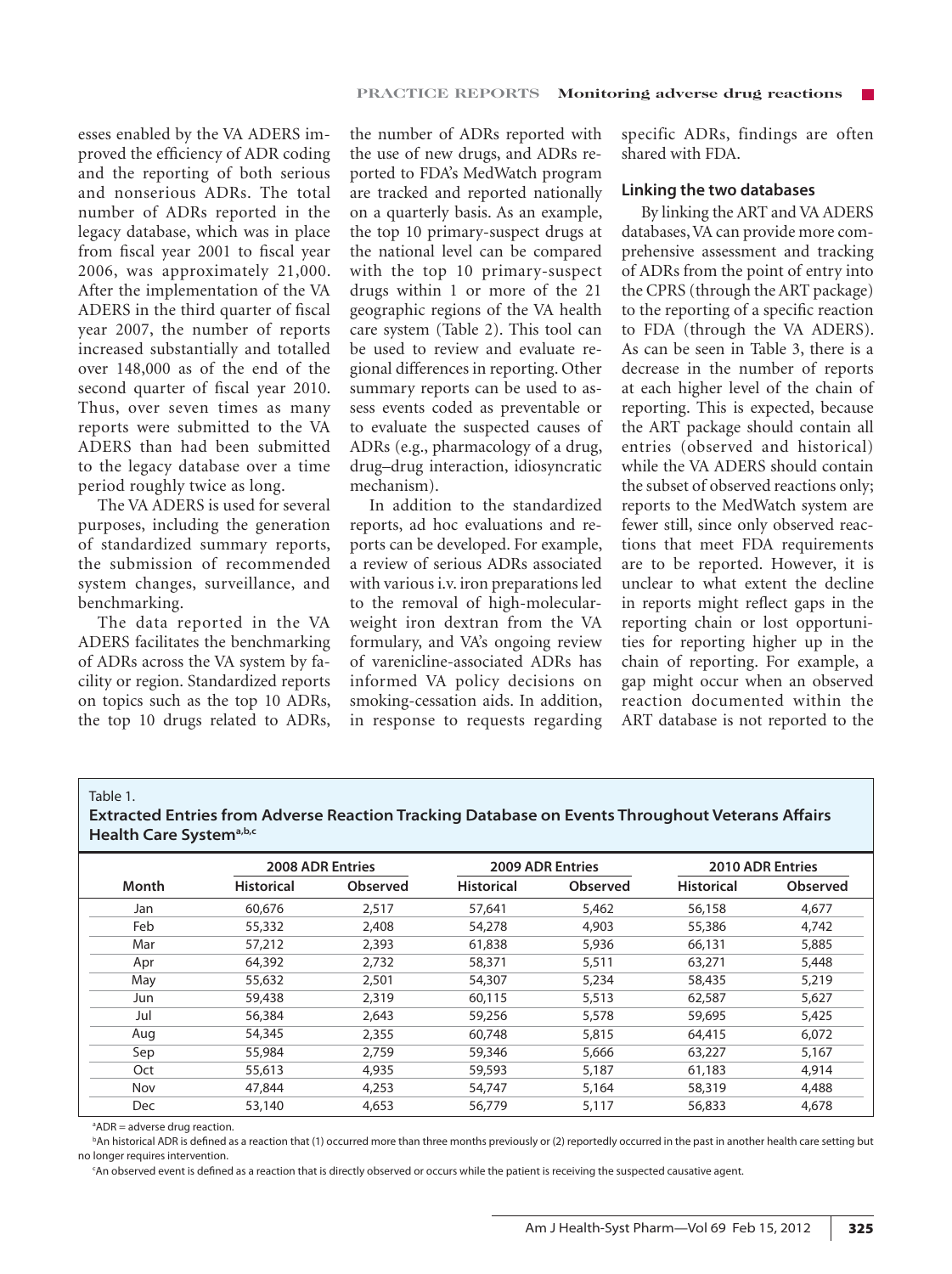esses enabled by the VA ADERS improved the efficiency of ADR coding and the reporting of both serious and nonserious ADRs. The total number of ADRs reported in the legacy database, which was in place from fiscal year 2001 to fiscal year 2006, was approximately 21,000. After the implementation of the VA ADERS in the third quarter of fiscal year 2007, the number of reports increased substantially and totalled over 148,000 as of the end of the second quarter of fiscal year 2010. Thus, over seven times as many reports were submitted to the VA ADERS than had been submitted to the legacy database over a time period roughly twice as long.

The VA ADERS is used for several purposes, including the generation of standardized summary reports, the submission of recommended system changes, surveillance, and benchmarking.

The data reported in the VA ADERS facilitates the benchmarking of ADRs across the VA system by facility or region. Standardized reports on topics such as the top 10 ADRs, the top 10 drugs related to ADRs, the number of ADRs reported with the use of new drugs, and ADRs reported to FDA's MedWatch program are tracked and reported nationally on a quarterly basis. As an example, the top 10 primary-suspect drugs at the national level can be compared with the top 10 primary-suspect drugs within 1 or more of the 21 geographic regions of the VA health care system (Table 2). This tool can be used to review and evaluate regional differences in reporting. Other summary reports can be used to assess events coded as preventable or to evaluate the suspected causes of ADRs (e.g., pharmacology of a drug, drug–drug interaction, idiosyncratic mechanism).

In addition to the standardized reports, ad hoc evaluations and reports can be developed. For example, a review of serious ADRs associated with various i.v. iron preparations led to the removal of high-molecular-weight iron dextran from the VA formulary, and VA's ongoing review of varenicline-associated ADRs has informed VA policy decisions on smoking-cessation aids. In addition, in response to requests regarding specific ADRs, findings are often shared with FDA.

### Linking the two databases

By linking the ART and VA ADERS databases, VA can provide more comprehensive assessment and tracking of ADRs from the point of entry into the CPRS (through the ART package) to the reporting of a specific reaction to FDA (through the VA ADERS). As can be seen in Table 3, there is a decrease in the number of reports at each higher level of the chain of reporting. This is expected, because the ART package should contain all entries (observed and historical) while the VA ADERS should contain the subset of observed reactions only; reports to the MedWatch system are fewer still, since only observed reactions that meet FDA requirements are to be reported. However, it is unclear to what extent the decline in reports might reflect gaps in the reporting chain or lost opportunities for reporting higher up in the chain of reporting. For example, a gap might occur when an observed reaction documented within the ART database is not reported to the

Table 1.
**Extracted Entries from Adverse Reaction Tracking Database on Events Throughout Veterans Affairs Health Care System[a,b,c]**

| Month | 2008 ADR Entries | | 2009 ADR Entries | | 2010 ADR Entries | |
|---|---|---|---|---|---|---|
| | Historical | Observed | Historical | Observed | Historical | Observed |
| Jan | 60,676 | 2,517 | 57,641 | 5,462 | 56,158 | 4,677 |
| Feb | 55,332 | 2,408 | 54,278 | 4,903 | 55,386 | 4,742 |
| Mar | 57,212 | 2,393 | 61,838 | 5,936 | 66,131 | 5,885 |
| Apr | 64,392 | 2,732 | 58,371 | 5,511 | 63,271 | 5,448 |
| May | 55,632 | 2,501 | 54,307 | 5,234 | 58,435 | 5,219 |
| Jun | 59,438 | 2,319 | 60,115 | 5,513 | 62,587 | 5,627 |
| Jul | 56,384 | 2,643 | 59,256 | 5,578 | 59,695 | 5,425 |
| Aug | 54,345 | 2,355 | 60,748 | 5,815 | 64,415 | 6,072 |
| Sep | 55,984 | 2,759 | 59,346 | 5,666 | 63,227 | 5,167 |
| Oct | 55,613 | 4,935 | 59,593 | 5,187 | 61,183 | 4,914 |
| Nov | 47,844 | 4,253 | 54,747 | 5,164 | 58,319 | 4,488 |
| Dec | 53,140 | 4,653 | 56,779 | 5,117 | 56,833 | 4,678 |

[a]ADR = adverse drug reaction.

[b]An historical ADR is defined as a reaction that (1) occurred more than three months previously or (2) reportedly occurred in the past in another health care setting but no longer requires intervention.

[c]An observed event is defined as a reaction that is directly observed or occurs while the patient is receiving the suspected causative agent.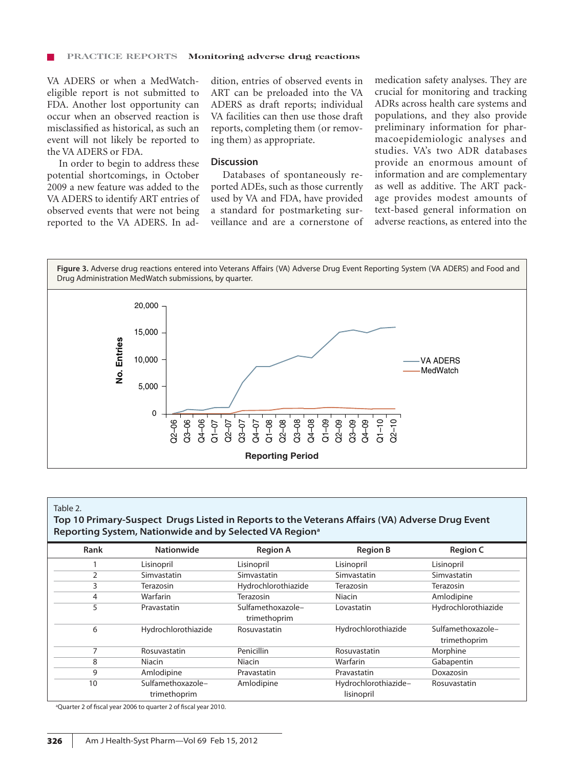VA ADERS or when a MedWatch-eligible report is not submitted to FDA. Another lost opportunity can occur when an observed reaction is misclassified as historical, as such an event will not likely be reported to the VA ADERS or FDA.

In order to begin to address these potential shortcomings, in October 2009 a new feature was added to the VA ADERS to identify ART entries of observed events that were not being reported to the VA ADERS. In addition, entries of observed events in ART can be preloaded into the VA ADERS as draft reports; individual VA facilities can then use those draft reports, completing them (or removing them) as appropriate.

## Discussion

Databases of spontaneously reported ADEs, such as those currently used by VA and FDA, have provided a standard for postmarketing surveillance and are a cornerstone of medication safety analyses. They are crucial for monitoring and tracking ADRs across health care systems and populations, and they also provide preliminary information for pharmacoepidemiologic analyses and studies. VA's two ADR databases provide an enormous amount of information and are complementary as well as additive. The ART package provides modest amounts of text-based general information on adverse reactions, as entered into the

**Figure 3.** Adverse drug reactions entered into Veterans Affairs (VA) Adverse Drug Event Reporting System (VA ADERS) and Food and Drug Administration MedWatch submissions, by quarter.

Table 2.

**Top 10 Primary-Suspect Drugs Listed in Reports to the Veterans Affairs (VA) Adverse Drug Event Reporting System, Nationwide and by Selected VA Region[a]**

| Rank | Nationwide | Region A | Region B | Region C |
|---|---|---|---|---|
| 1 | Lisinopril | Lisinopril | Lisinopril | Lisinopril |
| 2 | Simvastatin | Simvastatin | Simvastatin | Simvastatin |
| 3 | Terazosin | Hydrochlorothiazide | Terazosin | Terazosin |
| 4 | Warfarin | Terazosin | Niacin | Amlodipine |
| 5 | Pravastatin | Sulfamethoxazole–trimethoprim | Lovastatin | Hydrochlorothiazide |
| 6 | Hydrochlorothiazide | Rosuvastatin | Hydrochlorothiazide | Sulfamethoxazole–trimethoprim |
| 7 | Rosuvastatin | Penicillin | Rosuvastatin | Morphine |
| 8 | Niacin | Niacin | Warfarin | Gabapentin |
| 9 | Amlodipine | Pravastatin | Pravastatin | Doxazosin |
| 10 | Sulfamethoxazole–trimethoprim | Amlodipine | Hydrochlorothiazide–lisinopril | Rosuvastatin |

[a]Quarter 2 of fiscal year 2006 to quarter 2 of fiscal year 2010.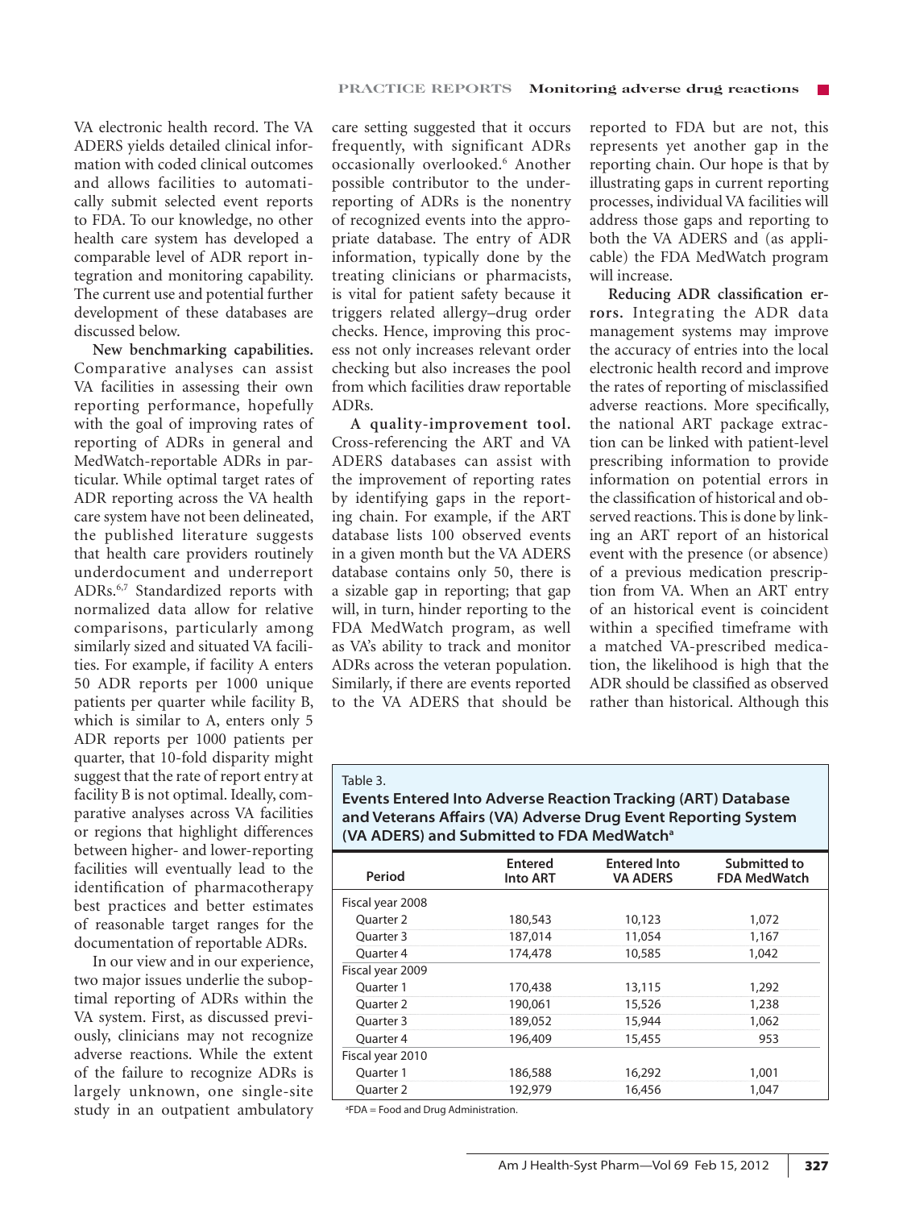VA electronic health record. The VA ADERS yields detailed clinical information with coded clinical outcomes and allows facilities to automatically submit selected event reports to FDA. To our knowledge, no other health care system has developed a comparable level of ADR report integration and monitoring capability. The current use and potential further development of these databases are discussed below.

**New benchmarking capabilities.** Comparative analyses can assist VA facilities in assessing their own reporting performance, hopefully with the goal of improving rates of reporting of ADRs in general and MedWatch-reportable ADRs in particular. While optimal target rates of ADR reporting across the VA health care system have not been delineated, the published literature suggests that health care providers routinely underdocument and underreport ADRs.[6,7] Standardized reports with normalized data allow for relative comparisons, particularly among similarly sized and situated VA facilities. For example, if facility A enters 50 ADR reports per 1000 unique patients per quarter while facility B, which is similar to A, enters only 5 ADR reports per 1000 patients per quarter, that 10-fold disparity might suggest that the rate of report entry at facility B is not optimal. Ideally, comparative analyses across VA facilities or regions that highlight differences between higher- and lower-reporting facilities will eventually lead to the identification of pharmacotherapy best practices and better estimates of reasonable target ranges for the documentation of reportable ADRs.

In our view and in our experience, two major issues underlie the suboptimal reporting of ADRs within the VA system. First, as discussed previously, clinicians may not recognize adverse reactions. While the extent of the failure to recognize ADRs is largely unknown, one single-site study in an outpatient ambulatory care setting suggested that it occurs frequently, with significant ADRs occasionally overlooked.[6] Another possible contributor to the underreporting of ADRs is the nonentry of recognized events into the appropriate database. The entry of ADR information, typically done by the treating clinicians or pharmacists, is vital for patient safety because it triggers related allergy–drug order checks. Hence, improving this process not only increases relevant order checking but also increases the pool from which facilities draw reportable ADRs.

**A quality-improvement tool.** Cross-referencing the ART and VA ADERS databases can assist with the improvement of reporting rates by identifying gaps in the reporting chain. For example, if the ART database lists 100 observed events in a given month but the VA ADERS database contains only 50, there is a sizable gap in reporting; that gap will, in turn, hinder reporting to the FDA MedWatch program, as well as VA's ability to track and monitor ADRs across the veteran population. Similarly, if there are events reported to the VA ADERS that should be reported to FDA but are not, this represents yet another gap in the reporting chain. Our hope is that by illustrating gaps in current reporting processes, individual VA facilities will address those gaps and reporting to both the VA ADERS and (as applicable) the FDA MedWatch program will increase.

**Reducing ADR classification errors.** Integrating the ADR data management systems may improve the accuracy of entries into the local electronic health record and improve the rates of reporting of misclassified adverse reactions. More specifically, the national ART package extraction can be linked with patient-level prescribing information to provide information on potential errors in the classification of historical and observed reactions. This is done by linking an ART report of an historical event with the presence (or absence) of a previous medication prescription from VA. When an ART entry of an historical event is coincident within a specified timeframe with a matched VA-prescribed medication, the likelihood is high that the ADR should be classified as observed rather than historical. Although this

Table 3.
**Events Entered Into Adverse Reaction Tracking (ART) Database and Veterans Affairs (VA) Adverse Drug Event Reporting System (VA ADERS) and Submitted to FDA MedWatch[a]**

| Period | Entered Into ART | Entered Into VA ADERS | Submitted to FDA MedWatch |
|---|---|---|---|
| Fiscal year 2008 | | | |
| Quarter 2 | 180,543 | 10,123 | 1,072 |
| Quarter 3 | 187,014 | 11,054 | 1,167 |
| Quarter 4 | 174,478 | 10,585 | 1,042 |
| Fiscal year 2009 | | | |
| Quarter 1 | 170,438 | 13,115 | 1,292 |
| Quarter 2 | 190,061 | 15,526 | 1,238 |
| Quarter 3 | 189,052 | 15,944 | 1,062 |
| Quarter 4 | 196,409 | 15,455 | 953 |
| Fiscal year 2010 | | | |
| Quarter 1 | 186,588 | 16,292 | 1,001 |
| Quarter 2 | 192,979 | 16,456 | 1,047 |

[a]FDA = Food and Drug Administration.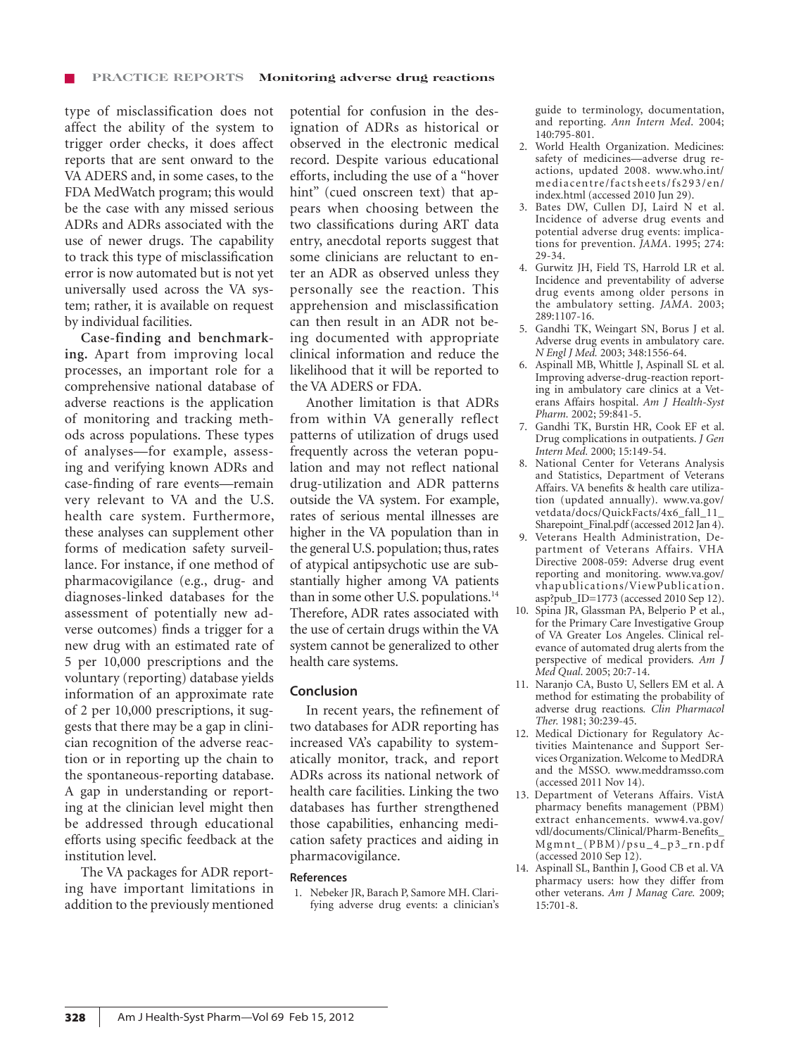type of misclassification does not affect the ability of the system to trigger order checks, it does affect reports that are sent onward to the VA ADERS and, in some cases, to the FDA MedWatch program; this would be the case with any missed serious ADRs and ADRs associated with the use of newer drugs. The capability to track this type of misclassification error is now automated but is not yet universally used across the VA system; rather, it is available on request by individual facilities.

**Case-finding and benchmarking.** Apart from improving local processes, an important role for a comprehensive national database of adverse reactions is the application of monitoring and tracking methods across populations. These types of analyses—for example, assessing and verifying known ADRs and case-finding of rare events—remain very relevant to VA and the U.S. health care system. Furthermore, these analyses can supplement other forms of medication safety surveillance. For instance, if one method of pharmacovigilance (e.g., drug- and diagnoses-linked databases for the assessment of potentially new adverse outcomes) finds a trigger for a new drug with an estimated rate of 5 per 10,000 prescriptions and the voluntary (reporting) database yields information of an approximate rate of 2 per 10,000 prescriptions, it suggests that there may be a gap in clinician recognition of the adverse reaction or in reporting up the chain to the spontaneous-reporting database. A gap in understanding or reporting at the clinician level might then be addressed through educational efforts using specific feedback at the institution level.

The VA packages for ADR reporting have important limitations in addition to the previously mentioned potential for confusion in the designation of ADRs as historical or observed in the electronic medical record. Despite various educational efforts, including the use of a "hover hint" (cued onscreen text) that appears when choosing between the two classifications during ART data entry, anecdotal reports suggest that some clinicians are reluctant to enter an ADR as observed unless they personally see the reaction. This apprehension and misclassification can then result in an ADR not being documented with appropriate clinical information and reduce the likelihood that it will be reported to the VA ADERS or FDA.

Another limitation is that ADRs from within VA generally reflect patterns of utilization of drugs used frequently across the veteran population and may not reflect national drug-utilization and ADR patterns outside the VA system. For example, rates of serious mental illnesses are higher in the VA population than in the general U.S. population; thus, rates of atypical antipsychotic use are substantially higher among VA patients than in some other U.S. populations.[14] Therefore, ADR rates associated with the use of certain drugs within the VA system cannot be generalized to other health care systems.

## Conclusion

In recent years, the refinement of two databases for ADR reporting has increased VA's capability to systematically monitor, track, and report ADRs across its national network of health care facilities. Linking the two databases has further strengthened those capabilities, enhancing medication safety practices and aiding in pharmacovigilance.

### References

1. Nebeker JR, Barach P, Samore MH. Clarifying adverse drug events: a clinician's guide to terminology, documentation, and reporting. *Ann Intern Med*. 2004; 140:795-801.
2. World Health Organization. Medicines: safety of medicines—adverse drug reactions, updated 2008. www.who.int/mediacentre/factsheets/fs293/en/index.html (accessed 2010 Jun 29).
3. Bates DW, Cullen DJ, Laird N et al. Incidence of adverse drug events and potential adverse drug events: implications for prevention. *JAMA*. 1995; 274: 29-34.
4. Gurwitz JH, Field TS, Harrold LR et al. Incidence and preventability of adverse drug events among older persons in the ambulatory setting. *JAMA*. 2003; 289:1107-16.
5. Gandhi TK, Weingart SN, Borus J et al. Adverse drug events in ambulatory care. *N Engl J Med.* 2003; 348:1556-64.
6. Aspinall MB, Whittle J, Aspinall SL et al. Improving adverse-drug-reaction reporting in ambulatory care clinics at a Veterans Affairs hospital. *Am J Health-Syst Pharm.* 2002; 59:841-5.
7. Gandhi TK, Burstin HR, Cook EF et al. Drug complications in outpatients. *J Gen Intern Med.* 2000; 15:149-54.
8. National Center for Veterans Analysis and Statistics, Department of Veterans Affairs. VA benefits & health care utilization (updated annually). www.va.gov/vetdata/docs/QuickFacts/4x6_fall_11_Sharepoint_Final.pdf (accessed 2012 Jan 4).
9. Veterans Health Administration, Department of Veterans Affairs. VHA Directive 2008-059: Adverse drug event reporting and monitoring. www.va.gov/vhapublications/ViewPublication.asp?pub_ID=1773 (accessed 2010 Sep 12).
10. Spina JR, Glassman PA, Belperio P et al., for the Primary Care Investigative Group of VA Greater Los Angeles. Clinical relevance of automated drug alerts from the perspective of medical providers. *Am J Med Qual*. 2005; 20:7-14.
11. Naranjo CA, Busto U, Sellers EM et al. A method for estimating the probability of adverse drug reactions. *Clin Pharmacol Ther.* 1981; 30:239-45.
12. Medical Dictionary for Regulatory Activities Maintenance and Support Services Organization. Welcome to MedDRA and the MSSO. www.meddramsso.com (accessed 2011 Nov 14).
13. Department of Veterans Affairs. VistA pharmacy benefits management (PBM) extract enhancements. www4.va.gov/vdl/documents/Clinical/Pharm-Benefits_Mgmnt_(PBM)/psu_4_p3_rn.pdf (accessed 2010 Sep 12).
14. Aspinall SL, Banthin J, Good CB et al. VA pharmacy users: how they differ from other veterans. *Am J Manag Care.* 2009; 15:701-8.